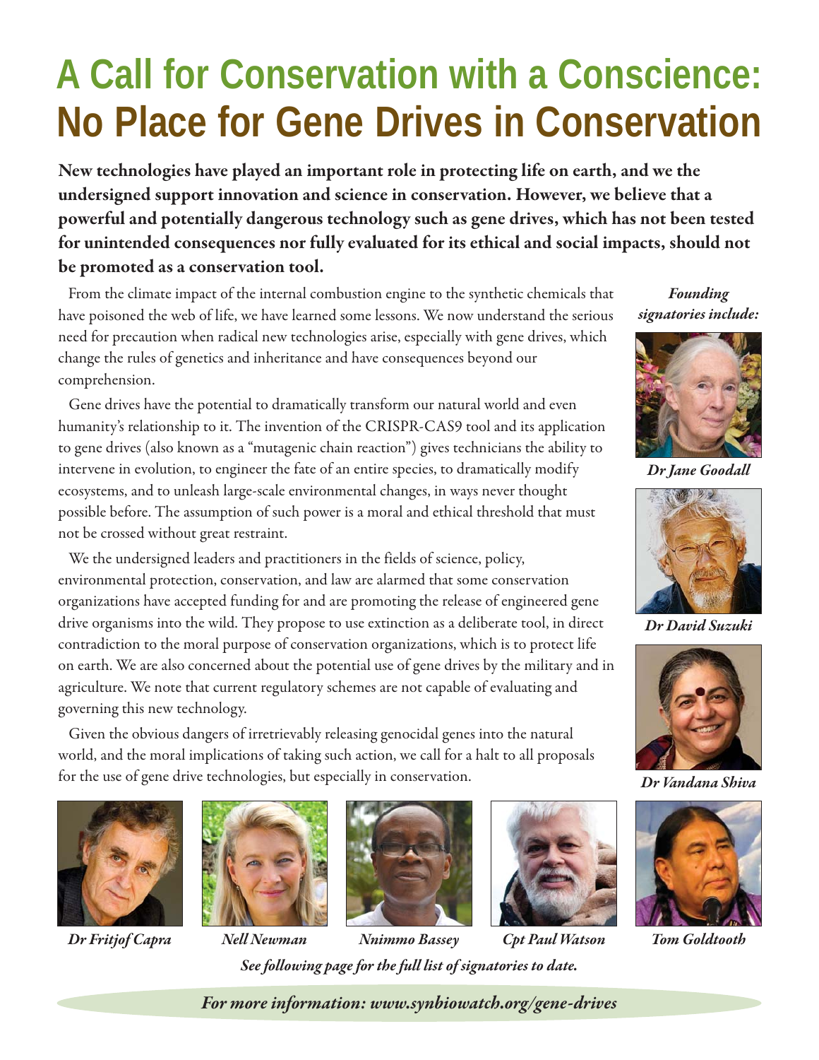# A Call for Conservation with a Conscience: No Place for Gene Drives in Conservation

**New technologies have played an important role in protecting life on earth, and we the undersigned support innovation and science in conservation. However, we believe that a powerful and potentially dangerous technology such as gene drives, which has not been tested for unintended consequences nor fully evaluated for its ethical and social impacts, should not be promoted as a conservation tool.**

From the climate impact of the internal combustion engine to the synthetic chemicals that have poisoned the web of life, we have learned some lessons. We now understand the serious need for precaution when radical new technologies arise, especially with gene drives, which change the rules of genetics and inheritance and have consequences beyond our comprehension.

Gene drives have the potential to dramatically transform our natural world and even humanity's relationship to it. The invention of the CRISPR-CAS9 tool and its application to gene drives (also known as a "mutagenic chain reaction") gives technicians the ability to intervene in evolution, to engineer the fate of an entire species, to dramatically modify ecosystems, and to unleash large-scale environmental changes, in ways never thought possible before. The assumption of such power is a moral and ethical threshold that must not be crossed without great restraint.

We the undersigned leaders and practitioners in the fields of science, policy, environmental protection, conservation, and law are alarmed that some conservation organizations have accepted funding for and are promoting the release of engineered gene drive organisms into the wild. They propose to use extinction as a deliberate tool, in direct contradiction to the moral purpose of conservation organizations, which is to protect life on earth. We are also concerned about the potential use of gene drives by the military and in agriculture. We note that current regulatory schemes are not capable of evaluating and governing this new technology.

Given the obvious dangers of irretrievably releasing genocidal genes into the natural world, and the moral implications of taking such action, we call for a halt to all proposals for the use of gene drive technologies, but especially in conservation.

***Founding signatories include:***

*Dr Jane Goodall*

*Dr David Suzuki*

*Dr Vandana Shiva*

*Dr Fritjof Capra*

*Nell Newman*

*Nnimmo Bassey*

*Cpt Paul Watson*

*Tom Goldtooth*

*See following page for the full list of signatories to date.*

*For more information: www.synbiowatch.org/gene-drives*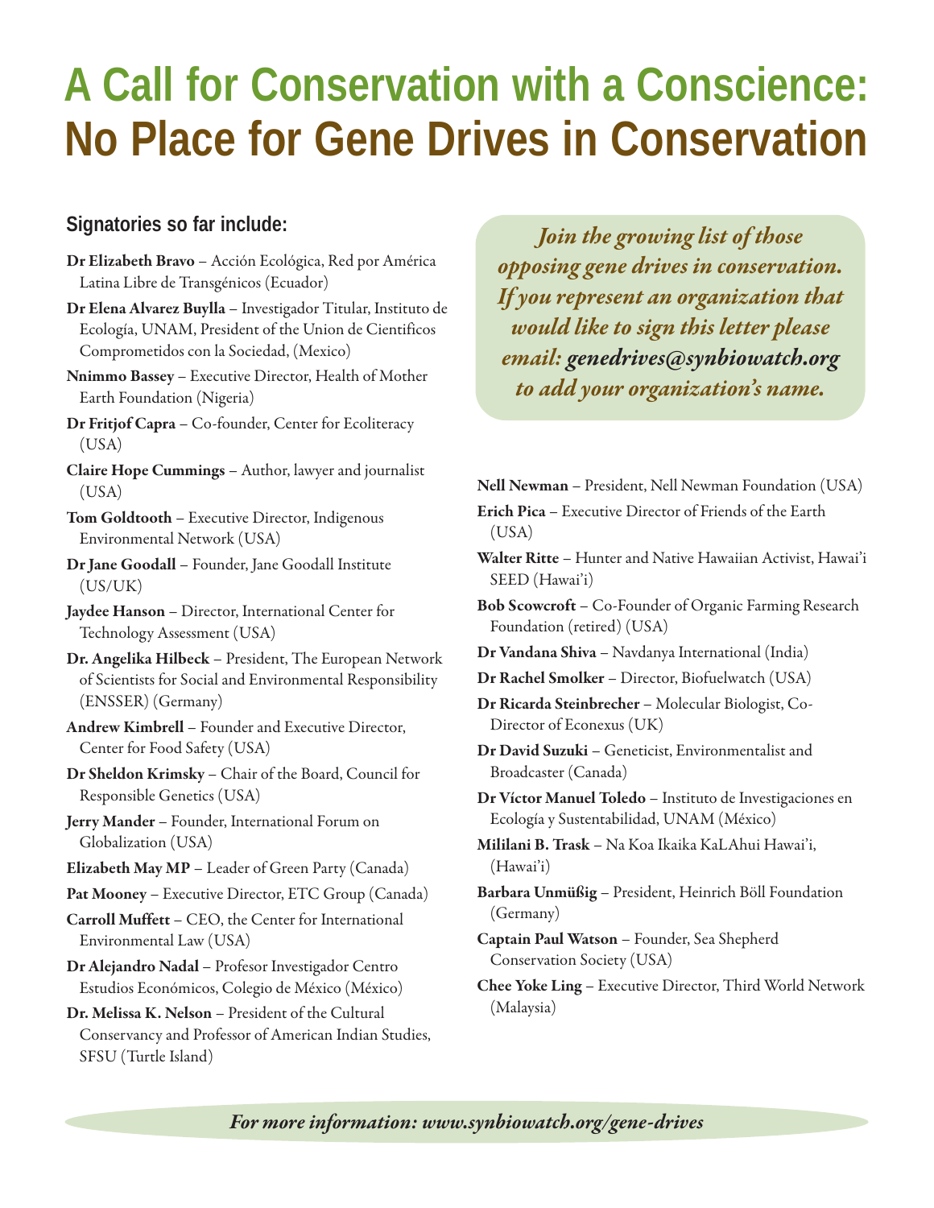# A Call for Conservation with a Conscience: No Place for Gene Drives in Conservation

## Signatories so far include:

**Dr Elizabeth Bravo** – Acción Ecológica, Red por América Latina Libre de Transgénicos (Ecuador)

**Dr Elena Alvarez Buylla** – Investigador Titular, Instituto de Ecología, UNAM, President of the Union de Cientificos Comprometidos con la Sociedad, (Mexico)

**Nnimmo Bassey** – Executive Director, Health of Mother Earth Foundation (Nigeria)

**Dr Fritjof Capra** – Co-founder, Center for Ecoliteracy (USA)

**Claire Hope Cummings** – Author, lawyer and journalist (USA)

**Tom Goldtooth** – Executive Director, Indigenous Environmental Network (USA)

**Dr Jane Goodall** – Founder, Jane Goodall Institute (US/UK)

**Jaydee Hanson** – Director, International Center for Technology Assessment (USA)

**Dr. Angelika Hilbeck** – President, The European Network of Scientists for Social and Environmental Responsibility (ENSSER) (Germany)

**Andrew Kimbrell** – Founder and Executive Director, Center for Food Safety (USA)

**Dr Sheldon Krimsky** – Chair of the Board, Council for Responsible Genetics (USA)

**Jerry Mander** – Founder, International Forum on Globalization (USA)

**Elizabeth May MP** – Leader of Green Party (Canada)

**Pat Mooney** – Executive Director, ETC Group (Canada)

**Carroll Muffett** – CEO, the Center for International Environmental Law (USA)

**Dr Alejandro Nadal** – Profesor Investigador Centro Estudios Económicos, Colegio de México (México)

**Dr. Melissa K. Nelson** – President of the Cultural Conservancy and Professor of American Indian Studies, SFSU (Turtle Island)

*Join the growing list of those opposing gene drives in conservation. If you represent an organization that would like to sign this letter please email: **genedrives@synbiowatch.org** to add your organization's name.*

**Nell Newman** – President, Nell Newman Foundation (USA)

**Erich Pica** – Executive Director of Friends of the Earth (USA)

**Walter Ritte** – Hunter and Native Hawaiian Activist, Hawai'i SEED (Hawai'i)

**Bob Scowcroft** – Co-Founder of Organic Farming Research Foundation (retired) (USA)

**Dr Vandana Shiva** – Navdanya International (India)

**Dr Rachel Smolker** – Director, Biofuelwatch (USA)

**Dr Ricarda Steinbrecher** – Molecular Biologist, Co-Director of Econexus (UK)

**Dr David Suzuki** – Geneticist, Environmentalist and Broadcaster (Canada)

**Dr Víctor Manuel Toledo** – Instituto de Investigaciones en Ecología y Sustentabilidad, UNAM (México)

**Mililani B. Trask** – Na Koa Ikaika KaLAhui Hawai'i, (Hawai'i)

**Barbara Unmüßig** – President, Heinrich Böll Foundation (Germany)

**Captain Paul Watson** – Founder, Sea Shepherd Conservation Society (USA)

**Chee Yoke Ling** – Executive Director, Third World Network (Malaysia)

*For more information: www.synbiowatch.org/gene-drives*